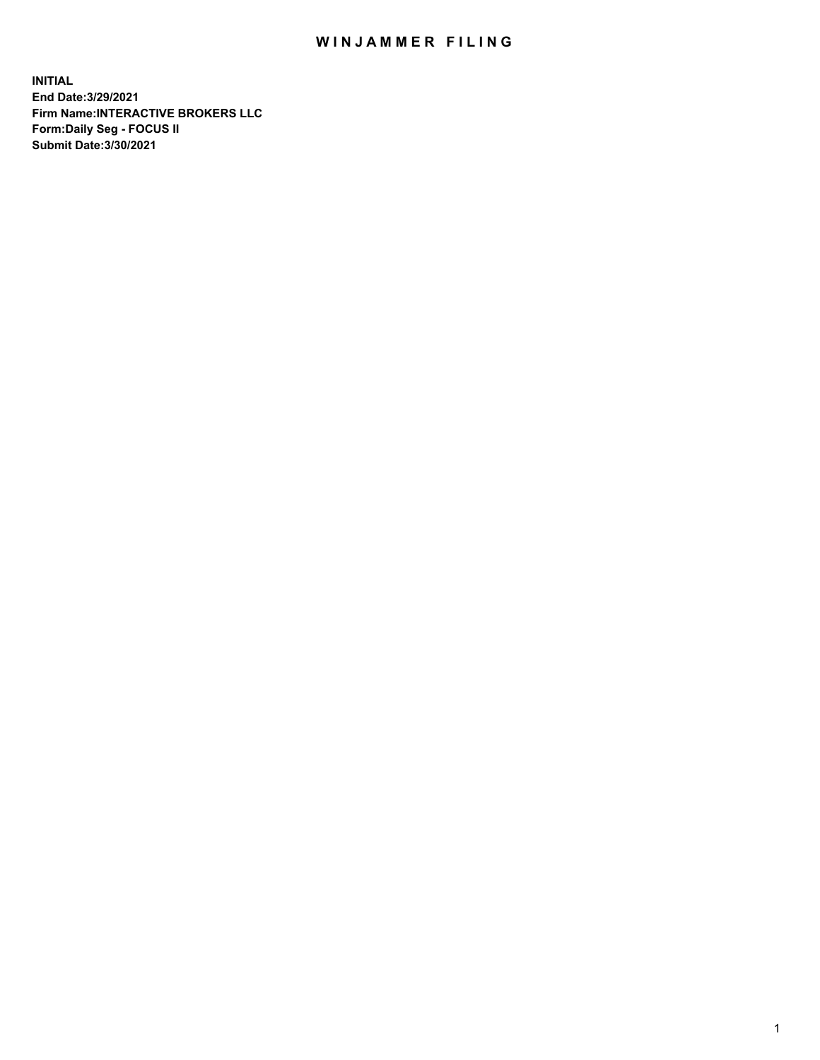# WINJAMMER FILING

**INITIAL**
**End Date:3/29/2021**
**Firm Name:INTERACTIVE BROKERS LLC**
**Form:Daily Seg - FOCUS II**
**Submit Date:3/30/2021**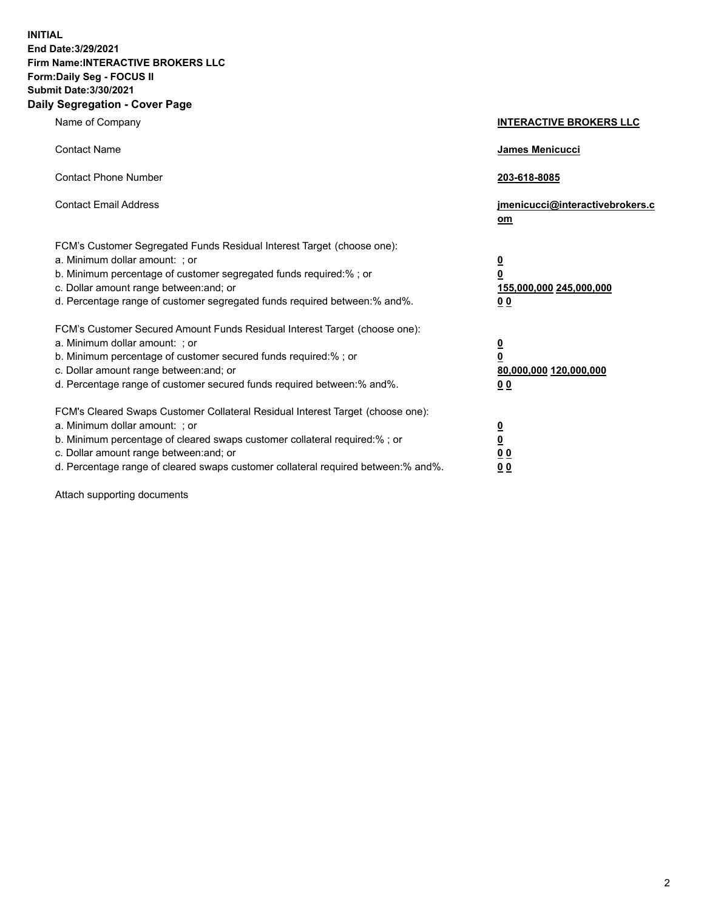**INITIAL**
**End Date:3/29/2021**
**Firm Name:INTERACTIVE BROKERS LLC**
**Form:Daily Seg - FOCUS II**
**Submit Date:3/30/2021**

## Daily Segregation - Cover Page

| | |
|---|---|
| Name of Company | **INTERACTIVE BROKERS LLC** |
| Contact Name | **James Menicucci** |
| Contact Phone Number | **203-618-8085** |
| Contact Email Address | **jmenicucci@interactivebrokers.com** |

FCM's Customer Segregated Funds Residual Interest Target (choose one):

| | |
|---|---|
| a. Minimum dollar amount: ; or | **0** |
| b. Minimum percentage of customer segregated funds required:% ; or | **0** |
| c. Dollar amount range between:and; or | **155,000,000 245,000,000** |
| d. Percentage range of customer segregated funds required between:% and%. | **0 0** |

FCM's Customer Secured Amount Funds Residual Interest Target (choose one):

| | |
|---|---|
| a. Minimum dollar amount: ; or | **0** |
| b. Minimum percentage of customer secured funds required:% ; or | **0** |
| c. Dollar amount range between:and; or | **80,000,000 120,000,000** |
| d. Percentage range of customer secured funds required between:% and%. | **0 0** |

FCM's Cleared Swaps Customer Collateral Residual Interest Target (choose one):

| | |
|---|---|
| a. Minimum dollar amount: ; or | **0** |
| b. Minimum percentage of cleared swaps customer collateral required:% ; or | **0** |
| c. Dollar amount range between:and; or | **0 0** |
| d. Percentage range of cleared swaps customer collateral required between:% and%. | **0 0** |

Attach supporting documents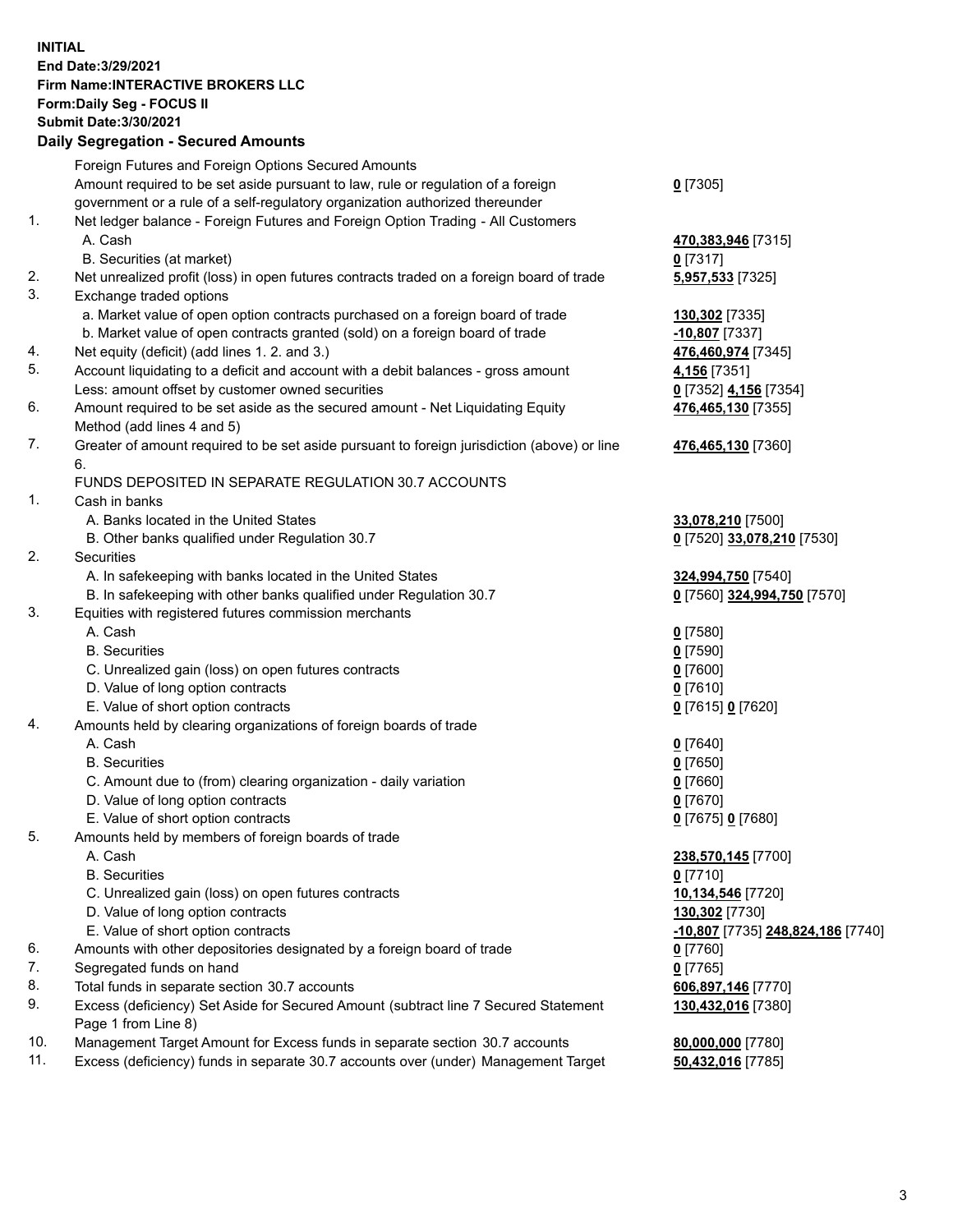**INITIAL**
**End Date:3/29/2021**
**Firm Name:INTERACTIVE BROKERS LLC**
**Form:Daily Seg - FOCUS II**
**Submit Date:3/30/2021**

**Daily Segregation - Secured Amounts**

| | | |
|---|---|---|
| | Foreign Futures and Foreign Options Secured Amounts | |
| | Amount required to be set aside pursuant to law, rule or regulation of a foreign government or a rule of a self-regulatory organization authorized thereunder | **0** [7305] |
| 1. | Net ledger balance - Foreign Futures and Foreign Option Trading - All Customers | |
| | A. Cash | **470,383,946** [7315] |
| | B. Securities (at market) | **0** [7317] |
| 2. | Net unrealized profit (loss) in open futures contracts traded on a foreign board of trade | **5,957,533** [7325] |
| 3. | Exchange traded options | |
| | a. Market value of open option contracts purchased on a foreign board of trade | **130,302** [7335] |
| | b. Market value of open contracts granted (sold) on a foreign board of trade | **-10,807** [7337] |
| 4. | Net equity (deficit) (add lines 1. 2. and 3.) | **476,460,974** [7345] |
| 5. | Account liquidating to a deficit and account with a debit balances - gross amount | **4,156** [7351] |
| | Less: amount offset by customer owned securities | **0** [7352] **4,156** [7354] |
| 6. | Amount required to be set aside as the secured amount - Net Liquidating Equity Method (add lines 4 and 5) | **476,465,130** [7355] |
| 7. | Greater of amount required to be set aside pursuant to foreign jurisdiction (above) or line 6. | **476,465,130** [7360] |
| | FUNDS DEPOSITED IN SEPARATE REGULATION 30.7 ACCOUNTS | |
| 1. | Cash in banks | |
| | A. Banks located in the United States | **33,078,210** [7500] |
| | B. Other banks qualified under Regulation 30.7 | **0** [7520] **33,078,210** [7530] |
| 2. | Securities | |
| | A. In safekeeping with banks located in the United States | **324,994,750** [7540] |
| | B. In safekeeping with other banks qualified under Regulation 30.7 | **0** [7560] **324,994,750** [7570] |
| 3. | Equities with registered futures commission merchants | |
| | A. Cash | **0** [7580] |
| | B. Securities | **0** [7590] |
| | C. Unrealized gain (loss) on open futures contracts | **0** [7600] |
| | D. Value of long option contracts | **0** [7610] |
| | E. Value of short option contracts | **0** [7615] **0** [7620] |
| 4. | Amounts held by clearing organizations of foreign boards of trade | |
| | A. Cash | **0** [7640] |
| | B. Securities | **0** [7650] |
| | C. Amount due to (from) clearing organization - daily variation | **0** [7660] |
| | D. Value of long option contracts | **0** [7670] |
| | E. Value of short option contracts | **0** [7675] **0** [7680] |
| 5. | Amounts held by members of foreign boards of trade | |
| | A. Cash | **238,570,145** [7700] |
| | B. Securities | **0** [7710] |
| | C. Unrealized gain (loss) on open futures contracts | **10,134,546** [7720] |
| | D. Value of long option contracts | **130,302** [7730] |
| | E. Value of short option contracts | **-10,807** [7735] **248,824,186** [7740] |
| 6. | Amounts with other depositories designated by a foreign board of trade | **0** [7760] |
| 7. | Segregated funds on hand | **0** [7765] |
| 8. | Total funds in separate section 30.7 accounts | **606,897,146** [7770] |
| 9. | Excess (deficiency) Set Aside for Secured Amount (subtract line 7 Secured Statement Page 1 from Line 8) | **130,432,016** [7380] |
| 10. | Management Target Amount for Excess funds in separate section 30.7 accounts | **80,000,000** [7780] |
| 11. | Excess (deficiency) funds in separate 30.7 accounts over (under) Management Target | **50,432,016** [7785] |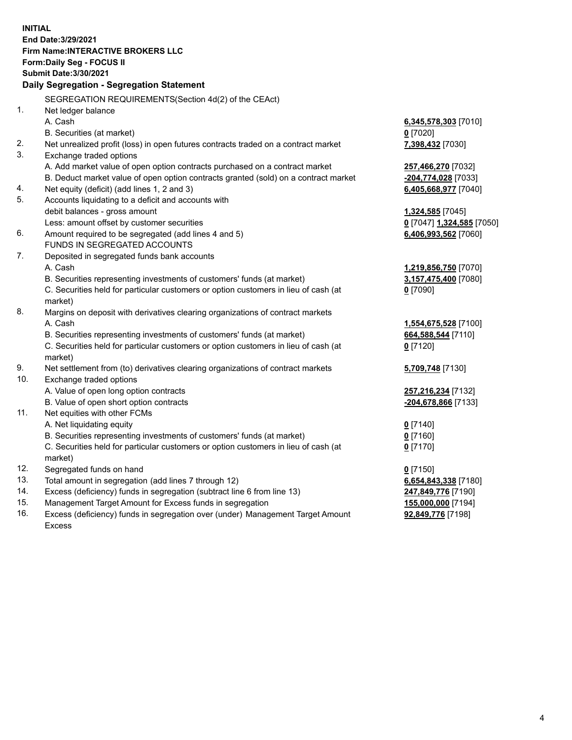**INITIAL**
**End Date:3/29/2021**
**Firm Name:INTERACTIVE BROKERS LLC**
**Form:Daily Seg - FOCUS II**
**Submit Date:3/30/2021**

**Daily Segregation - Segregation Statement**

SEGREGATION REQUIREMENTS(Section 4d(2) of the CEAct)

| | | |
|---|---|---|
| 1. | Net ledger balance | |
| | A. Cash | **6,345,578,303** [7010] |
| | B. Securities (at market) | **0** [7020] |
| 2. | Net unrealized profit (loss) in open futures contracts traded on a contract market | **7,398,432** [7030] |
| 3. | Exchange traded options | |
| | A. Add market value of open option contracts purchased on a contract market | **257,466,270** [7032] |
| | B. Deduct market value of open option contracts granted (sold) on a contract market | **-204,774,028** [7033] |
| 4. | Net equity (deficit) (add lines 1, 2 and 3) | **6,405,668,977** [7040] |
| 5. | Accounts liquidating to a deficit and accounts with debit balances - gross amount | **1,324,585** [7045] |
| | Less: amount offset by customer securities | **0** [7047] **1,324,585** [7050] |
| 6. | Amount required to be segregated (add lines 4 and 5) | **6,406,993,562** [7060] |
| | FUNDS IN SEGREGATED ACCOUNTS | |
| 7. | Deposited in segregated funds bank accounts | |
| | A. Cash | **1,219,856,750** [7070] |
| | B. Securities representing investments of customers' funds (at market) | **3,157,475,400** [7080] |
| | C. Securities held for particular customers or option customers in lieu of cash (at market) | **0** [7090] |
| 8. | Margins on deposit with derivatives clearing organizations of contract markets | |
| | A. Cash | **1,554,675,528** [7100] |
| | B. Securities representing investments of customers' funds (at market) | **664,588,544** [7110] |
| | C. Securities held for particular customers or option customers in lieu of cash (at market) | **0** [7120] |
| 9. | Net settlement from (to) derivatives clearing organizations of contract markets | **5,709,748** [7130] |
| 10. | Exchange traded options | |
| | A. Value of open long option contracts | **257,216,234** [7132] |
| | B. Value of open short option contracts | **-204,678,866** [7133] |
| 11. | Net equities with other FCMs | |
| | A. Net liquidating equity | **0** [7140] |
| | B. Securities representing investments of customers' funds (at market) | **0** [7160] |
| | C. Securities held for particular customers or option customers in lieu of cash (at market) | **0** [7170] |
| 12. | Segregated funds on hand | **0** [7150] |
| 13. | Total amount in segregation (add lines 7 through 12) | **6,654,843,338** [7180] |
| 14. | Excess (deficiency) funds in segregation (subtract line 6 from line 13) | **247,849,776** [7190] |
| 15. | Management Target Amount for Excess funds in segregation | **155,000,000** [7194] |
| 16. | Excess (deficiency) funds in segregation over (under) Management Target Amount Excess | **92,849,776** [7198] |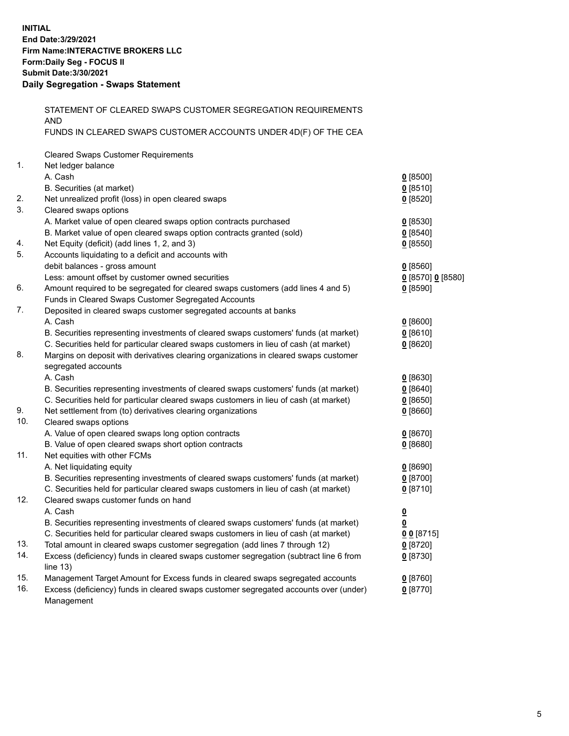**INITIAL**
**End Date:3/29/2021**
**Firm Name:INTERACTIVE BROKERS LLC**
**Form:Daily Seg - FOCUS II**
**Submit Date:3/30/2021**
**Daily Segregation - Swaps Statement**

STATEMENT OF CLEARED SWAPS CUSTOMER SEGREGATION REQUIREMENTS AND FUNDS IN CLEARED SWAPS CUSTOMER ACCOUNTS UNDER 4D(F) OF THE CEA

| | | |
|---|---|---|
| | Cleared Swaps Customer Requirements | |
| 1. | Net ledger balance | |
| | A. Cash | 0 [8500] |
| | B. Securities (at market) | 0 [8510] |
| 2. | Net unrealized profit (loss) in open cleared swaps | 0 [8520] |
| 3. | Cleared swaps options | |
| | A. Market value of open cleared swaps option contracts purchased | 0 [8530] |
| | B. Market value of open cleared swaps option contracts granted (sold) | 0 [8540] |
| 4. | Net Equity (deficit) (add lines 1, 2, and 3) | 0 [8550] |
| 5. | Accounts liquidating to a deficit and accounts with debit balances - gross amount | 0 [8560] |
| | Less: amount offset by customer owned securities | 0 [8570] 0 [8580] |
| 6. | Amount required to be segregated for cleared swaps customers (add lines 4 and 5) | 0 [8590] |
| | Funds in Cleared Swaps Customer Segregated Accounts | |
| 7. | Deposited in cleared swaps customer segregated accounts at banks | |
| | A. Cash | 0 [8600] |
| | B. Securities representing investments of cleared swaps customers' funds (at market) | 0 [8610] |
| | C. Securities held for particular cleared swaps customers in lieu of cash (at market) | 0 [8620] |
| 8. | Margins on deposit with derivatives clearing organizations in cleared swaps customer segregated accounts | |
| | A. Cash | 0 [8630] |
| | B. Securities representing investments of cleared swaps customers' funds (at market) | 0 [8640] |
| | C. Securities held for particular cleared swaps customers in lieu of cash (at market) | 0 [8650] |
| 9. | Net settlement from (to) derivatives clearing organizations | 0 [8660] |
| 10. | Cleared swaps options | |
| | A. Value of open cleared swaps long option contracts | 0 [8670] |
| | B. Value of open cleared swaps short option contracts | 0 [8680] |
| 11. | Net equities with other FCMs | |
| | A. Net liquidating equity | 0 [8690] |
| | B. Securities representing investments of cleared swaps customers' funds (at market) | 0 [8700] |
| | C. Securities held for particular cleared swaps customers in lieu of cash (at market) | 0 [8710] |
| 12. | Cleared swaps customer funds on hand | |
| | A. Cash | 0 |
| | B. Securities representing investments of cleared swaps customers' funds (at market) | 0 |
| | C. Securities held for particular cleared swaps customers in lieu of cash (at market) | 0 0 [8715] |
| 13. | Total amount in cleared swaps customer segregation (add lines 7 through 12) | 0 [8720] |
| 14. | Excess (deficiency) funds in cleared swaps customer segregation (subtract line 6 from line 13) | 0 [8730] |
| 15. | Management Target Amount for Excess funds in cleared swaps segregated accounts | 0 [8760] |
| 16. | Excess (deficiency) funds in cleared swaps customer segregated accounts over (under) Management | 0 [8770] |